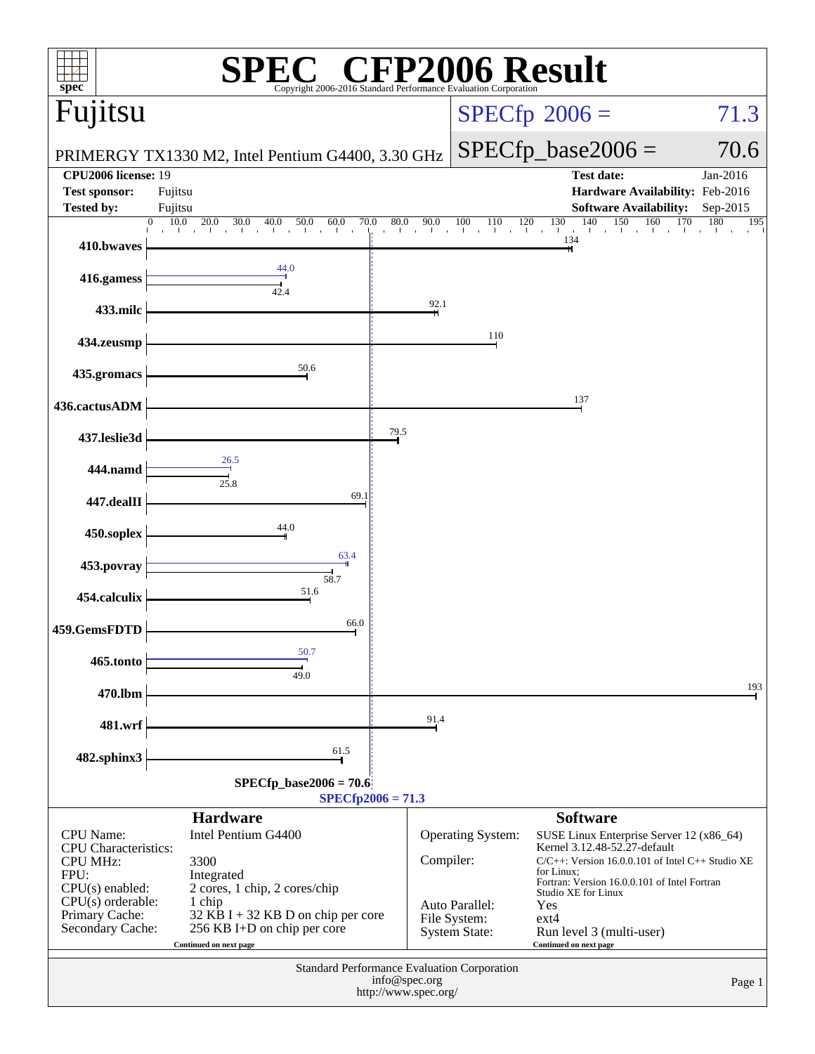# SPEC CFP2006 Result

Copyright 2006-2016 Standard Performance Evaluation Corporation

## Fujitsu

PRIMERGY TX1330 M2, Intel Pentium G4400, 3.30 GHz

SPECfp 2006 = 71.3

SPECfp_base2006 = 70.6

| | | | |
|---|---|---|---|
| **CPU2006 license:** | 19 | **Test date:** | Jan-2016 |
| **Test sponsor:** | Fujitsu | **Hardware Availability:** | Feb-2016 |
| **Tested by:** | Fujitsu | **Software Availability:** | Sep-2015 |

| Benchmark | Peak | Base |
|---|---|---|
| 410.bwaves | | 134 |
| 416.gamess | 44.0 | 42.4 |
| 433.milc | | 92.1 |
| 434.zeusmp | | 110 |
| 435.gromacs | | 50.6 |
| 436.cactusADM | | 137 |
| 437.leslie3d | | 79.5 |
| 444.namd | 26.5 | 25.8 |
| 447.dealII | | 69.1 |
| 450.soplex | | 44.0 |
| 453.povray | 63.4 | 58.7 |
| 454.calculix | | 51.6 |
| 459.GemsFDTD | | 66.0 |
| 465.tonto | 50.7 | 49.0 |
| 470.lbm | | 193 |
| 481.wrf | | 91.4 |
| 482.sphinx3 | | 61.5 |

SPECfp_base2006 = 70.6

SPECfp2006 = 71.3

### Hardware

| | |
|---|---|
| CPU Name: | Intel Pentium G4400 |
| CPU Characteristics: | |
| CPU MHz: | 3300 |
| FPU: | Integrated |
| CPU(s) enabled: | 2 cores, 1 chip, 2 cores/chip |
| CPU(s) orderable: | 1 chip |
| Primary Cache: | 32 KB I + 32 KB D on chip per core |
| Secondary Cache: | 256 KB I+D on chip per core |

Continued on next page

### Software

| | |
|---|---|
| Operating System: | SUSE Linux Enterprise Server 12 (x86_64) Kernel 3.12.48-52.27-default |
| Compiler: | C/C++: Version 16.0.0.101 of Intel C++ Studio XE for Linux; Fortran: Version 16.0.0.101 of Intel Fortran Studio XE for Linux |
| Auto Parallel: | Yes |
| File System: | ext4 |
| System State: | Run level 3 (multi-user) |

Continued on next page

Standard Performance Evaluation Corporation
info@spec.org
http://www.spec.org/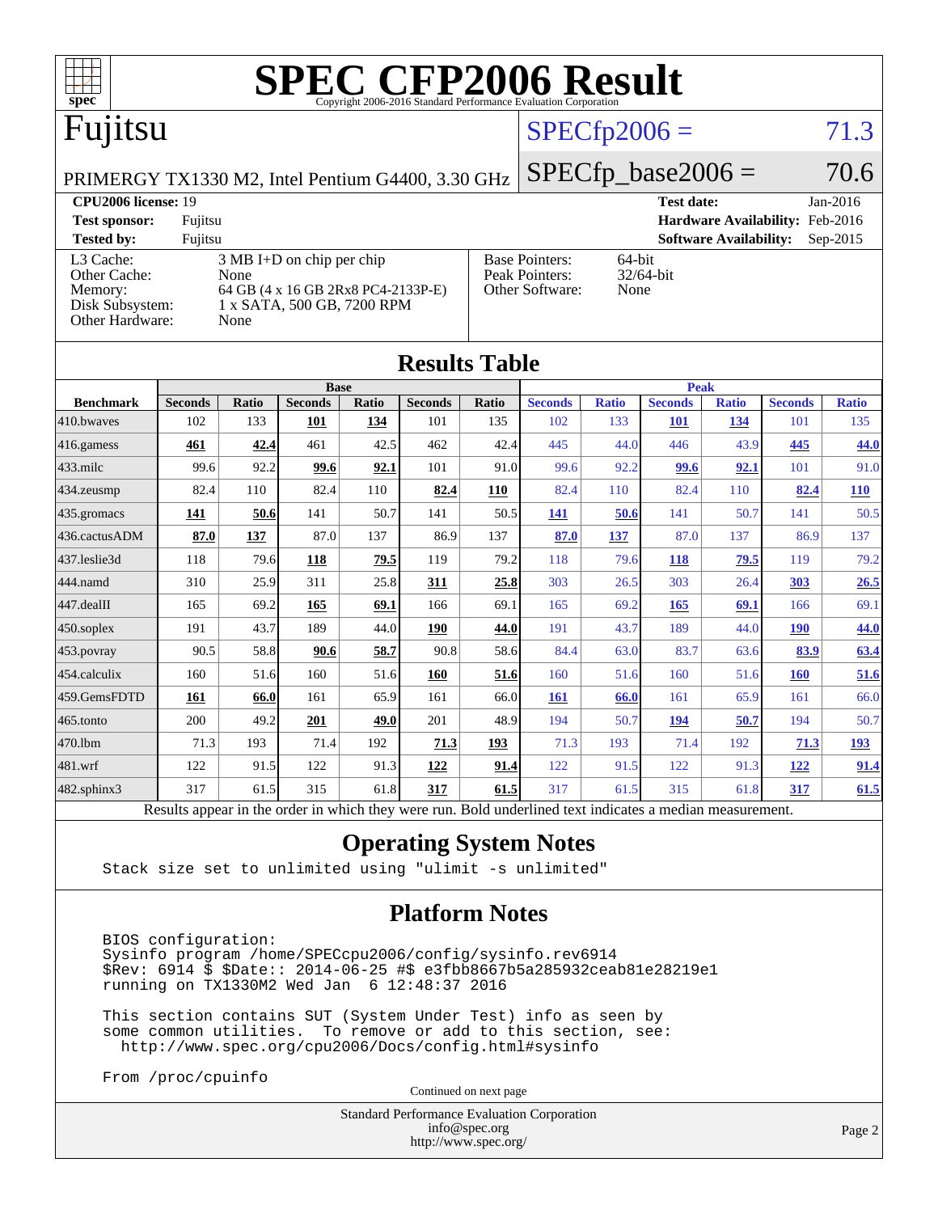# SPEC CFP2006 Result

Copyright 2006-2016 Standard Performance Evaluation Corporation

## Fujitsu

PRIMERGY TX1330 M2, Intel Pentium G4400, 3.30 GHz

SPECfp2006 = 71.3

SPECfp_base2006 = 70.6

| | | | |
|---|---|---|---|
| **CPU2006 license:** 19 | | **Test date:** | Jan-2016 |
| **Test sponsor:** | Fujitsu | **Hardware Availability:** | Feb-2016 |
| **Tested by:** | Fujitsu | **Software Availability:** | Sep-2015 |

| | | | |
|---|---|---|---|
| L3 Cache: | 3 MB I+D on chip per chip | Base Pointers: | 64-bit |
| Other Cache: | None | Peak Pointers: | 32/64-bit |
| Memory: | 64 GB (4 x 16 GB 2Rx8 PC4-2133P-E) | Other Software: | None |
| Disk Subsystem: | 1 x SATA, 500 GB, 7200 RPM | | |
| Other Hardware: | None | | |

## Results Table

| Benchmark | Base | | | | | | Peak | | | | | |
|---|---|---|---|---|---|---|---|---|---|---|---|---|
| | Seconds | Ratio | Seconds | Ratio | Seconds | Ratio | Seconds | Ratio | Seconds | Ratio | Seconds | Ratio |
| 410.bwaves | 102 | 133 | **101** | **134** | 101 | 135 | 102 | 133 | **101** | **134** | 101 | 135 |
| 416.gamess | **461** | **42.4** | 461 | 42.5 | 462 | 42.4 | 445 | 44.0 | 446 | 43.9 | **445** | **44.0** |
| 433.milc | 99.6 | 92.2 | **99.6** | **92.1** | 101 | 91.0 | 99.6 | 92.2 | **99.6** | **92.1** | 101 | 91.0 |
| 434.zeusmp | 82.4 | 110 | 82.4 | 110 | **82.4** | **110** | 82.4 | 110 | 82.4 | 110 | **82.4** | **110** |
| 435.gromacs | **141** | **50.6** | 141 | 50.7 | 141 | 50.5 | **141** | **50.6** | 141 | 50.7 | 141 | 50.5 |
| 436.cactusADM | **87.0** | **137** | 87.0 | 137 | 86.9 | 137 | **87.0** | **137** | 87.0 | 137 | 86.9 | 137 |
| 437.leslie3d | 118 | 79.6 | **118** | **79.5** | 119 | 79.2 | 118 | 79.6 | **118** | **79.5** | 119 | 79.2 |
| 444.namd | 310 | 25.9 | 311 | 25.8 | **311** | **25.8** | 303 | 26.5 | 303 | 26.4 | **303** | **26.5** |
| 447.dealII | 165 | 69.2 | **165** | **69.1** | 166 | 69.1 | 165 | 69.2 | **165** | **69.1** | 166 | 69.1 |
| 450.soplex | 191 | 43.7 | 189 | 44.0 | **190** | **44.0** | 191 | 43.7 | 189 | 44.0 | **190** | **44.0** |
| 453.povray | 90.5 | 58.8 | **90.6** | **58.7** | 90.8 | 58.6 | 84.4 | 63.0 | 83.7 | 63.6 | **83.9** | **63.4** |
| 454.calculix | 160 | 51.6 | 160 | 51.6 | **160** | **51.6** | 160 | 51.6 | 160 | 51.6 | **160** | **51.6** |
| 459.GemsFDTD | **161** | **66.0** | 161 | 65.9 | 161 | 66.0 | **161** | **66.0** | 161 | 65.9 | 161 | 66.0 |
| 465.tonto | 200 | 49.2 | **201** | **49.0** | 201 | 48.9 | 194 | 50.7 | **194** | **50.7** | 194 | 50.7 |
| 470.lbm | 71.3 | 193 | 71.4 | 192 | **71.3** | **193** | 71.3 | 193 | 71.4 | 192 | **71.3** | **193** |
| 481.wrf | 122 | 91.5 | 122 | 91.3 | **122** | **91.4** | 122 | 91.5 | 122 | 91.3 | **122** | **91.4** |
| 482.sphinx3 | 317 | 61.5 | 315 | 61.8 | **317** | **61.5** | 317 | 61.5 | 315 | 61.8 | **317** | **61.5** |

Results appear in the order in which they were run. Bold underlined text indicates a median measurement.

## Operating System Notes

```
Stack size set to unlimited using "ulimit -s unlimited"
```

## Platform Notes

```
BIOS configuration:
Sysinfo program /home/SPECcpu2006/config/sysinfo.rev6914
$Rev: 6914 $ $Date:: 2014-06-25 #$ e3fbb8667b5a285932ceab81e28219e1
running on TX1330M2 Wed Jan  6 12:48:37 2016

This section contains SUT (System Under Test) info as seen by
some common utilities.  To remove or add to this section, see:
  http://www.spec.org/cpu2006/Docs/config.html#sysinfo

From /proc/cpuinfo
```

Continued on next page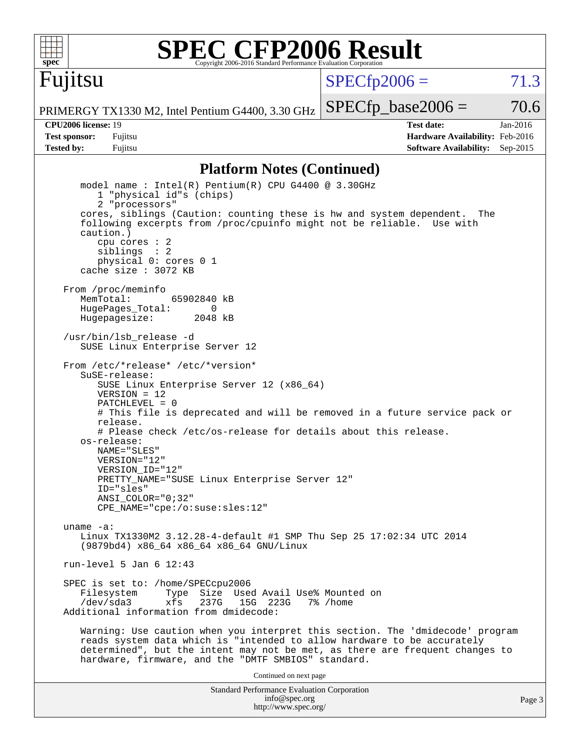## Platform Notes (Continued)

```
   model name : Intel(R) Pentium(R) CPU G4400 @ 3.30GHz
      1 "physical id"s (chips)
      2 "processors"
   cores, siblings (Caution: counting these is hw and system dependent.  The
   following excerpts from /proc/cpuinfo might not be reliable.  Use with
   caution.)
      cpu cores : 2
      siblings  : 2
      physical 0: cores 0 1
   cache size : 3072 KB

From /proc/meminfo
   MemTotal:       65902840 kB
   HugePages_Total:       0
   Hugepagesize:       2048 kB

/usr/bin/lsb_release -d
   SUSE Linux Enterprise Server 12

From /etc/*release* /etc/*version*
   SuSE-release:
      SUSE Linux Enterprise Server 12 (x86_64)
      VERSION = 12
      PATCHLEVEL = 0
      # This file is deprecated and will be removed in a future service pack or
      release.
      # Please check /etc/os-release for details about this release.
   os-release:
      NAME="SLES"
      VERSION="12"
      VERSION_ID="12"
      PRETTY_NAME="SUSE Linux Enterprise Server 12"
      ID="sles"
      ANSI_COLOR="0;32"
      CPE_NAME="cpe:/o:suse:sles:12"

uname -a:
   Linux TX1330M2 3.12.28-4-default #1 SMP Thu Sep 25 17:02:34 UTC 2014
   (9879bd4) x86_64 x86_64 x86_64 GNU/Linux

run-level 5 Jan 6 12:43

SPEC is set to: /home/SPECcpu2006
   Filesystem     Type  Size  Used Avail Use% Mounted on
   /dev/sda3      xfs   237G   15G  223G   7% /home
Additional information from dmidecode:

   Warning: Use caution when you interpret this section. The 'dmidecode' program
   reads system data which is "intended to allow hardware to be accurately
   determined", but the intent may not be met, as there are frequent changes to
   hardware, firmware, and the "DMTF SMBIOS" standard.
```

Continued on next page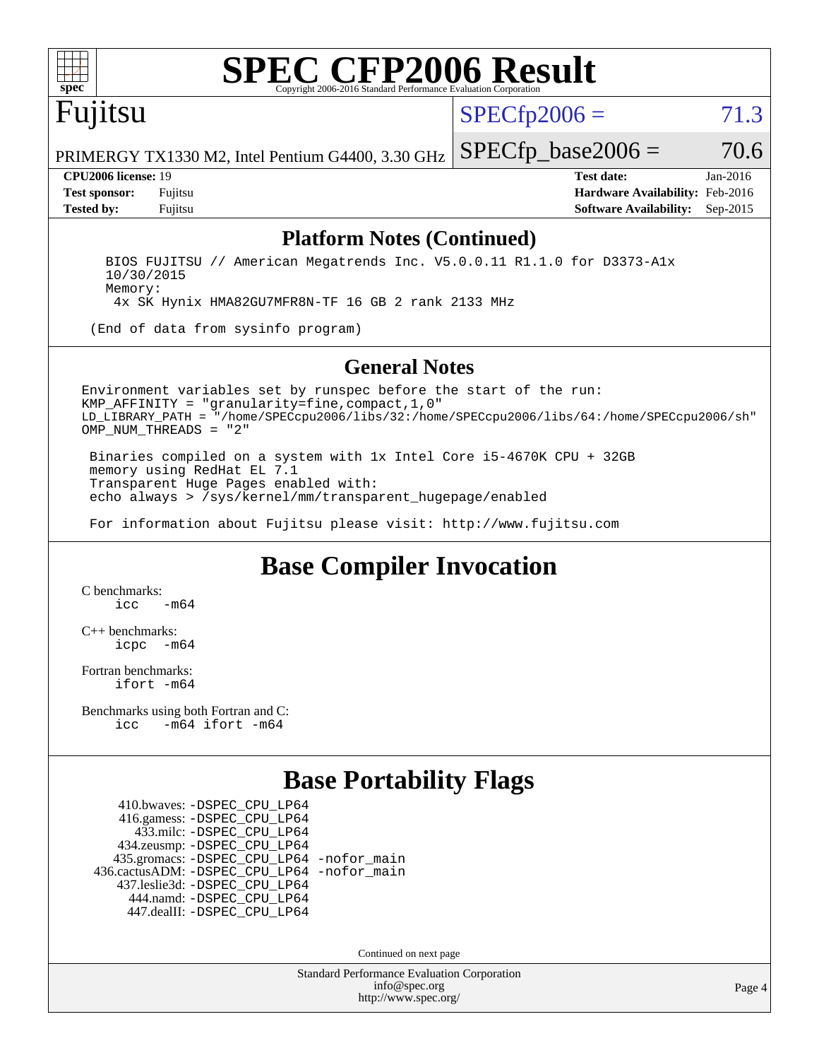# SPEC CFP2006 Result

Copyright 2006-2016 Standard Performance Evaluation Corporation

**Fujitsu**

PRIMERGY TX1330 M2, Intel Pentium G4400, 3.30 GHz

SPECfp2006 = 71.3

SPECfp_base2006 = 70.6

| | | | |
|---|---|---|---|
| **CPU2006 license:** 19 | | **Test date:** | Jan-2016 |
| **Test sponsor:** | Fujitsu | **Hardware Availability:** | Feb-2016 |
| **Tested by:** | Fujitsu | **Software Availability:** | Sep-2015 |

## Platform Notes (Continued)

```
    BIOS FUJITSU // American Megatrends Inc. V5.0.0.11 R1.1.0 for D3373-A1x
    10/30/2015
    Memory:
     4x SK Hynix HMA82GU7MFR8N-TF 16 GB 2 rank 2133 MHz

  (End of data from sysinfo program)
```

## General Notes

```
Environment variables set by runspec before the start of the run:
KMP_AFFINITY = "granularity=fine,compact,1,0"
LD_LIBRARY_PATH = "/home/SPECcpu2006/libs/32:/home/SPECcpu2006/libs/64:/home/SPECcpu2006/sh"
OMP_NUM_THREADS = "2"

 Binaries compiled on a system with 1x Intel Core i5-4670K CPU + 32GB
 memory using RedHat EL 7.1
 Transparent Huge Pages enabled with:
 echo always > /sys/kernel/mm/transparent_hugepage/enabled

 For information about Fujitsu please visit: http://www.fujitsu.com
```

## Base Compiler Invocation

C benchmarks:
```
icc   -m64
```

C++ benchmarks:
```
icpc  -m64
```

Fortran benchmarks:
```
ifort -m64
```

Benchmarks using both Fortran and C:
```
icc   -m64 ifort -m64
```

## Base Portability Flags

```
    410.bwaves: -DSPEC_CPU_LP64
    416.gamess: -DSPEC_CPU_LP64
      433.milc: -DSPEC_CPU_LP64
    434.zeusmp: -DSPEC_CPU_LP64
   435.gromacs: -DSPEC_CPU_LP64 -nofor_main
436.cactusADM: -DSPEC_CPU_LP64 -nofor_main
   437.leslie3d: -DSPEC_CPU_LP64
      444.namd: -DSPEC_CPU_LP64
    447.dealII: -DSPEC_CPU_LP64
```

Continued on next page

Standard Performance Evaluation Corporation
info@spec.org
http://www.spec.org/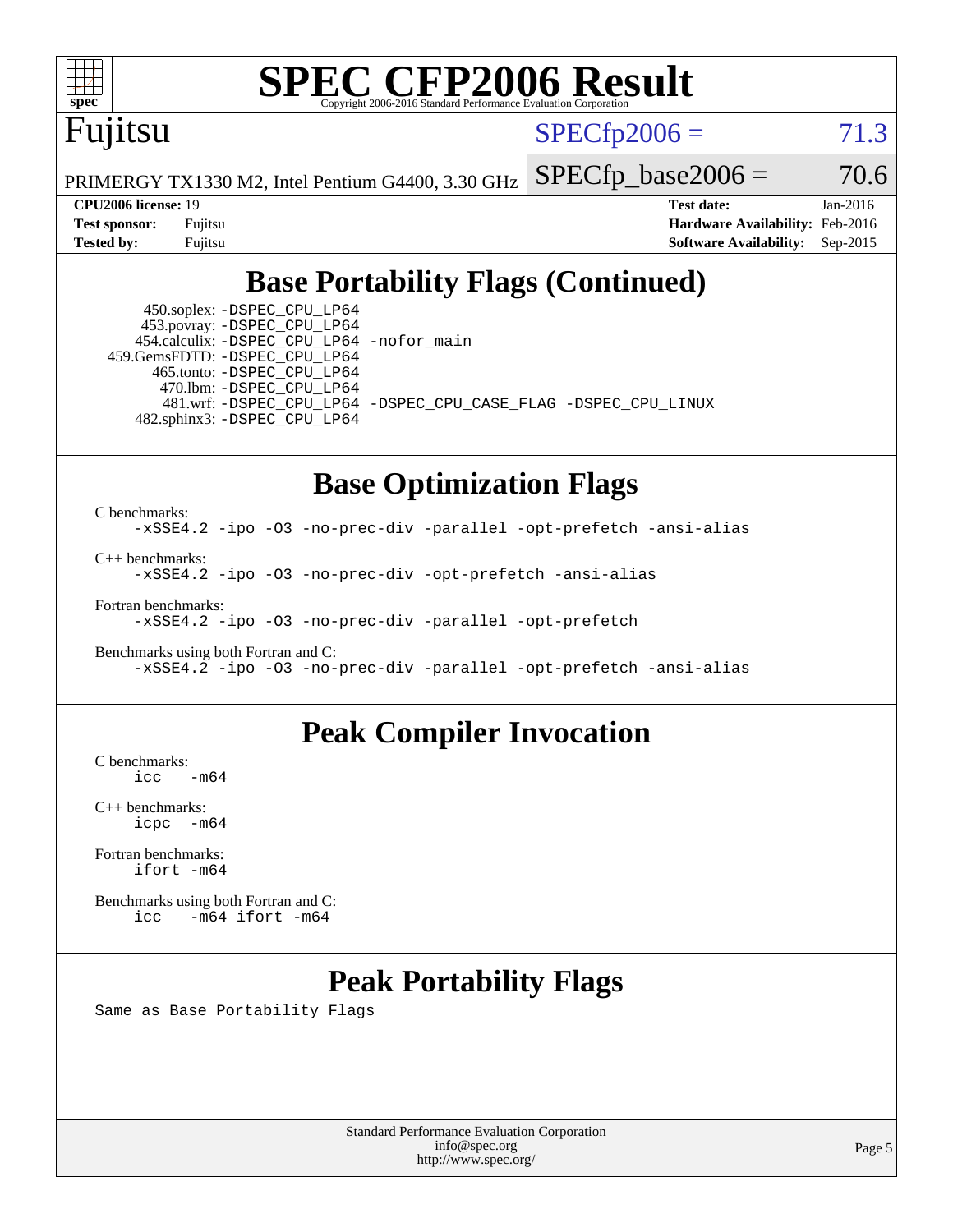## Base Portability Flags (Continued)

```
    450.soplex: -DSPEC_CPU_LP64
    453.povray: -DSPEC_CPU_LP64
  454.calculix: -DSPEC_CPU_LP64 -nofor_main
 459.GemsFDTD: -DSPEC_CPU_LP64
     465.tonto: -DSPEC_CPU_LP64
       470.lbm: -DSPEC_CPU_LP64
       481.wrf: -DSPEC_CPU_LP64 -DSPEC_CPU_CASE_FLAG -DSPEC_CPU_LINUX
   482.sphinx3: -DSPEC_CPU_LP64
```

## Base Optimization Flags

C benchmarks:
```
-xSSE4.2 -ipo -O3 -no-prec-div -parallel -opt-prefetch -ansi-alias
```

C++ benchmarks:
```
-xSSE4.2 -ipo -O3 -no-prec-div -opt-prefetch -ansi-alias
```

Fortran benchmarks:
```
-xSSE4.2 -ipo -O3 -no-prec-div -parallel -opt-prefetch
```

Benchmarks using both Fortran and C:
```
-xSSE4.2 -ipo -O3 -no-prec-div -parallel -opt-prefetch -ansi-alias
```

## Peak Compiler Invocation

C benchmarks:
```
icc   -m64
```

C++ benchmarks:
```
icpc  -m64
```

Fortran benchmarks:
```
ifort -m64
```

Benchmarks using both Fortran and C:
```
icc   -m64 ifort -m64
```

## Peak Portability Flags

Same as Base Portability Flags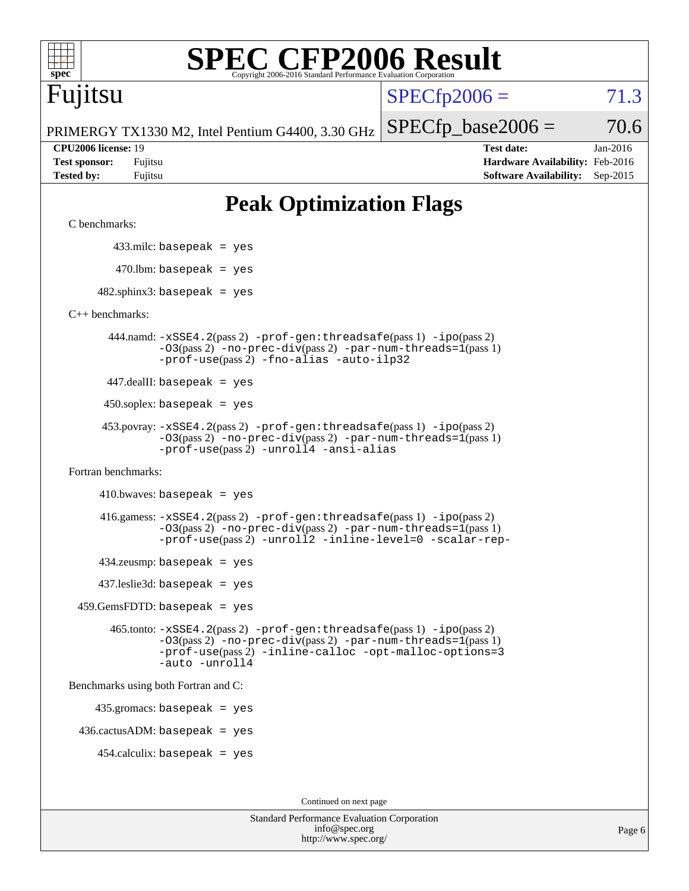# SPEC CFP2006 Result

Copyright 2006-2016 Standard Performance Evaluation Corporation

**Fujitsu**

PRIMERGY TX1330 M2, Intel Pentium G4400, 3.30 GHz

SPECfp2006 = 71.3

SPECfp_base2006 = 70.6

| | | | |
|---|---|---|---|
| **CPU2006 license:** 19 | | **Test date:** | Jan-2016 |
| **Test sponsor:** | Fujitsu | **Hardware Availability:** | Feb-2016 |
| **Tested by:** | Fujitsu | **Software Availability:** | Sep-2015 |

## Peak Optimization Flags

C benchmarks:

433.milc: basepeak = yes

470.lbm: basepeak = yes

482.sphinx3: basepeak = yes

C++ benchmarks:

444.namd: -xSSE4.2(pass 2) -prof-gen:threadsafe(pass 1) -ipo(pass 2) -O3(pass 2) -no-prec-div(pass 2) -par-num-threads=1(pass 1) -prof-use(pass 2) -fno-alias -auto-ilp32

447.dealII: basepeak = yes

450.soplex: basepeak = yes

453.povray: -xSSE4.2(pass 2) -prof-gen:threadsafe(pass 1) -ipo(pass 2) -O3(pass 2) -no-prec-div(pass 2) -par-num-threads=1(pass 1) -prof-use(pass 2) -unroll4 -ansi-alias

Fortran benchmarks:

410.bwaves: basepeak = yes

416.gamess: -xSSE4.2(pass 2) -prof-gen:threadsafe(pass 1) -ipo(pass 2) -O3(pass 2) -no-prec-div(pass 2) -par-num-threads=1(pass 1) -prof-use(pass 2) -unroll2 -inline-level=0 -scalar-rep-

434.zeusmp: basepeak = yes

437.leslie3d: basepeak = yes

459.GemsFDTD: basepeak = yes

465.tonto: -xSSE4.2(pass 2) -prof-gen:threadsafe(pass 1) -ipo(pass 2) -O3(pass 2) -no-prec-div(pass 2) -par-num-threads=1(pass 1) -prof-use(pass 2) -inline-calloc -opt-malloc-options=3 -auto -unroll4

Benchmarks using both Fortran and C:

435.gromacs: basepeak = yes

436.cactusADM: basepeak = yes

454.calculix: basepeak = yes

Continued on next page

Standard Performance Evaluation Corporation
info@spec.org
http://www.spec.org/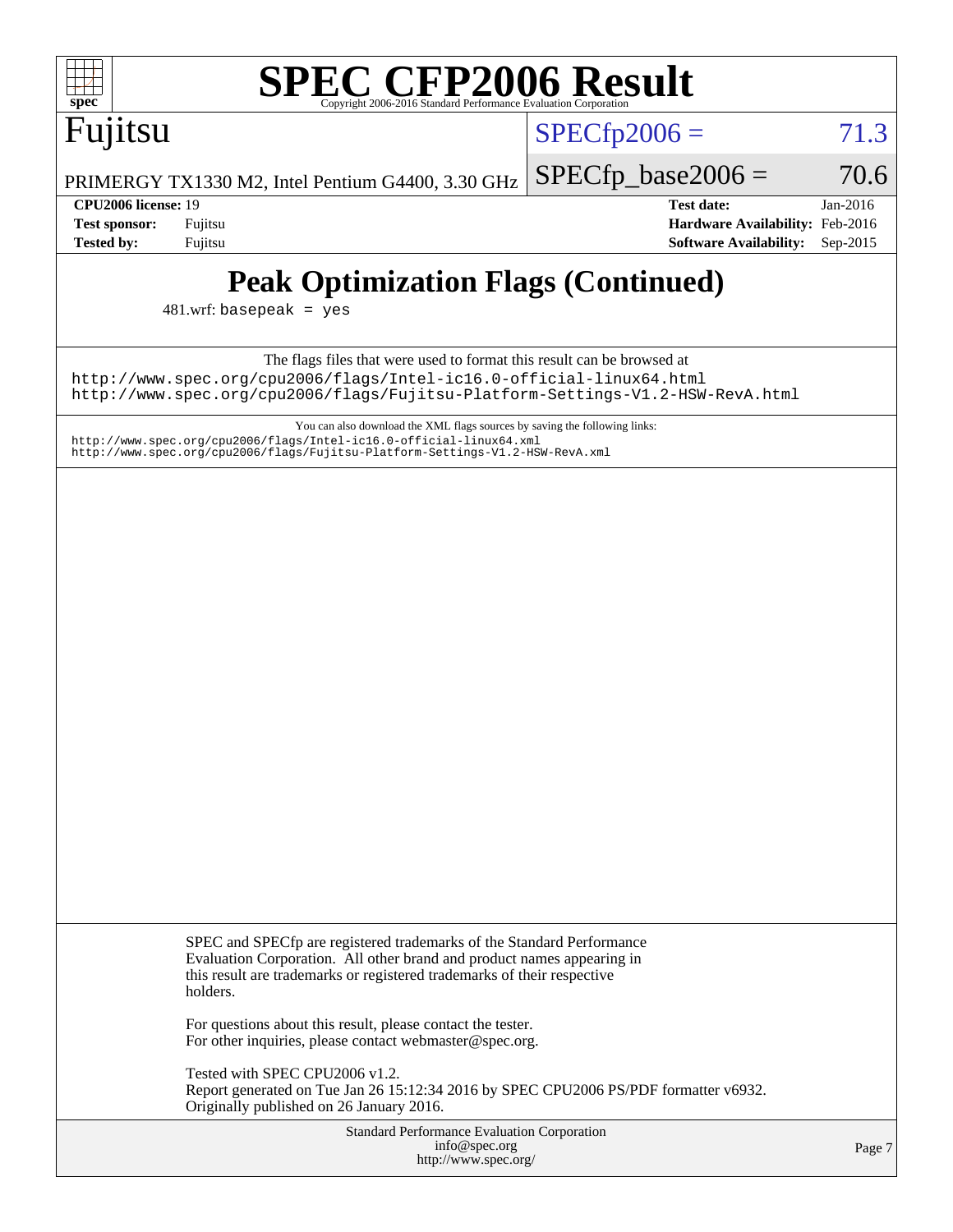# SPEC CFP2006 Result

Copyright 2006-2016 Standard Performance Evaluation Corporation

Fujitsu

PRIMERGY TX1330 M2, Intel Pentium G4400, 3.30 GHz

SPECfp2006 = 71.3

SPECfp_base2006 = 70.6

| | | | |
|---|---|---|---|
| **CPU2006 license:** 19 | | **Test date:** | Jan-2016 |
| **Test sponsor:** | Fujitsu | **Hardware Availability:** | Feb-2016 |
| **Tested by:** | Fujitsu | **Software Availability:** | Sep-2015 |

## Peak Optimization Flags (Continued)

481.wrf: `basepeak = yes`

The flags files that were used to format this result can be browsed at

http://www.spec.org/cpu2006/flags/Intel-ic16.0-official-linux64.html
http://www.spec.org/cpu2006/flags/Fujitsu-Platform-Settings-V1.2-HSW-RevA.html

You can also download the XML flags sources by saving the following links:

http://www.spec.org/cpu2006/flags/Intel-ic16.0-official-linux64.xml
http://www.spec.org/cpu2006/flags/Fujitsu-Platform-Settings-V1.2-HSW-RevA.xml

SPEC and SPECfp are registered trademarks of the Standard Performance Evaluation Corporation. All other brand and product names appearing in this result are trademarks or registered trademarks of their respective holders.

For questions about this result, please contact the tester.
For other inquiries, please contact webmaster@spec.org.

Tested with SPEC CPU2006 v1.2.
Report generated on Tue Jan 26 15:12:34 2016 by SPEC CPU2006 PS/PDF formatter v6932.
Originally published on 26 January 2016.

Standard Performance Evaluation Corporation
info@spec.org
http://www.spec.org/